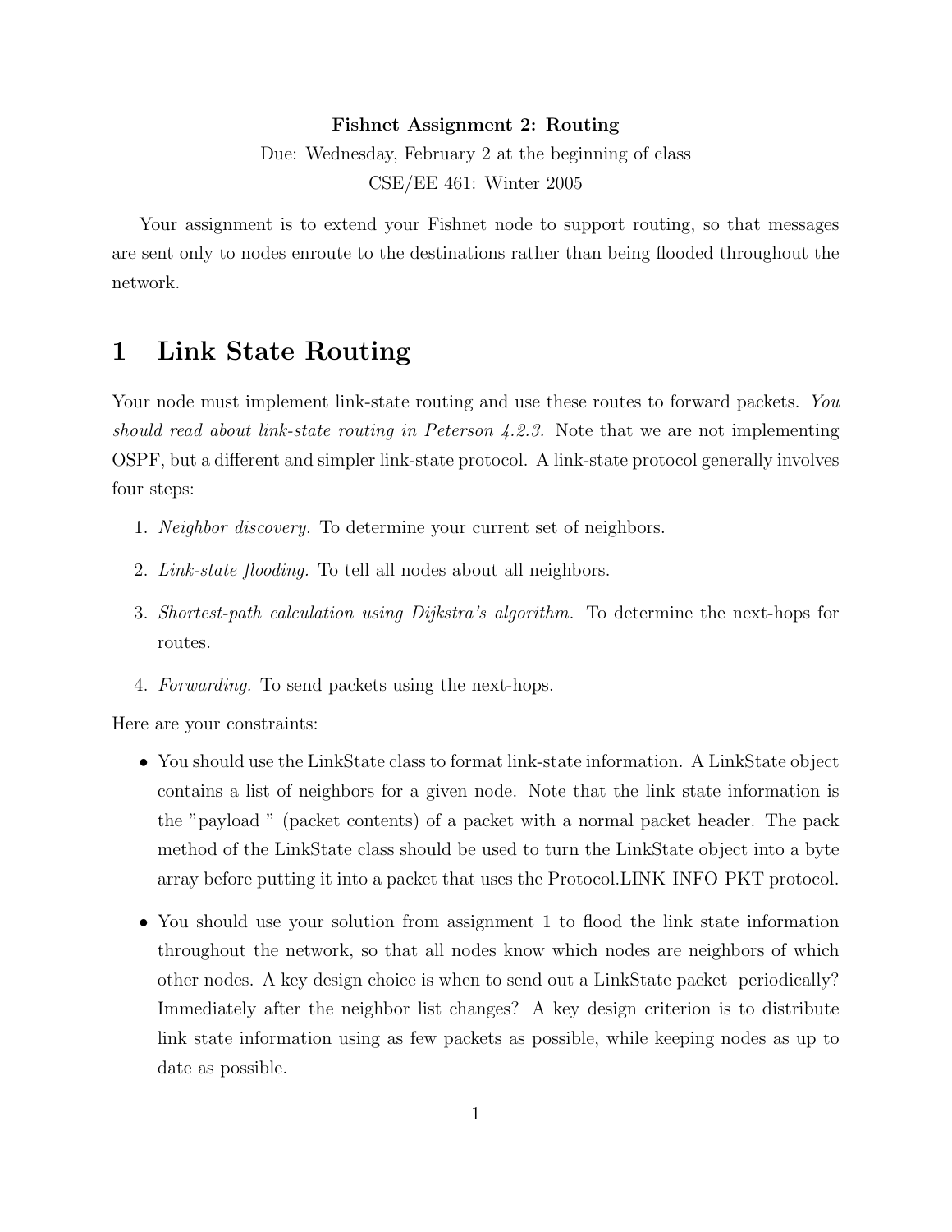**Fishnet Assignment 2: Routing**

Due: Wednesday, February 2 at the beginning of class

CSE/EE 461: Winter 2005

Your assignment is to extend your Fishnet node to support routing, so that messages are sent only to nodes enroute to the destinations rather than being flooded throughout the network.

# 1 Link State Routing

Your node must implement link-state routing and use these routes to forward packets. *You should read about link-state routing in Peterson 4.2.3.* Note that we are not implementing OSPF, but a different and simpler link-state protocol. A link-state protocol generally involves four steps:

1. *Neighbor discovery.* To determine your current set of neighbors.
2. *Link-state flooding.* To tell all nodes about all neighbors.
3. *Shortest-path calculation using Dijkstra's algorithm.* To determine the next-hops for routes.
4. *Forwarding.* To send packets using the next-hops.

Here are your constraints:

- You should use the LinkState class to format link-state information. A LinkState object contains a list of neighbors for a given node. Note that the link state information is the "payload " (packet contents) of a packet with a normal packet header. The pack method of the LinkState class should be used to turn the LinkState object into a byte array before putting it into a packet that uses the Protocol.LINK_INFO_PKT protocol.
- You should use your solution from assignment 1 to flood the link state information throughout the network, so that all nodes know which nodes are neighbors of which other nodes. A key design choice is when to send out a LinkState packet periodically? Immediately after the neighbor list changes? A key design criterion is to distribute link state information using as few packets as possible, while keeping nodes as up to date as possible.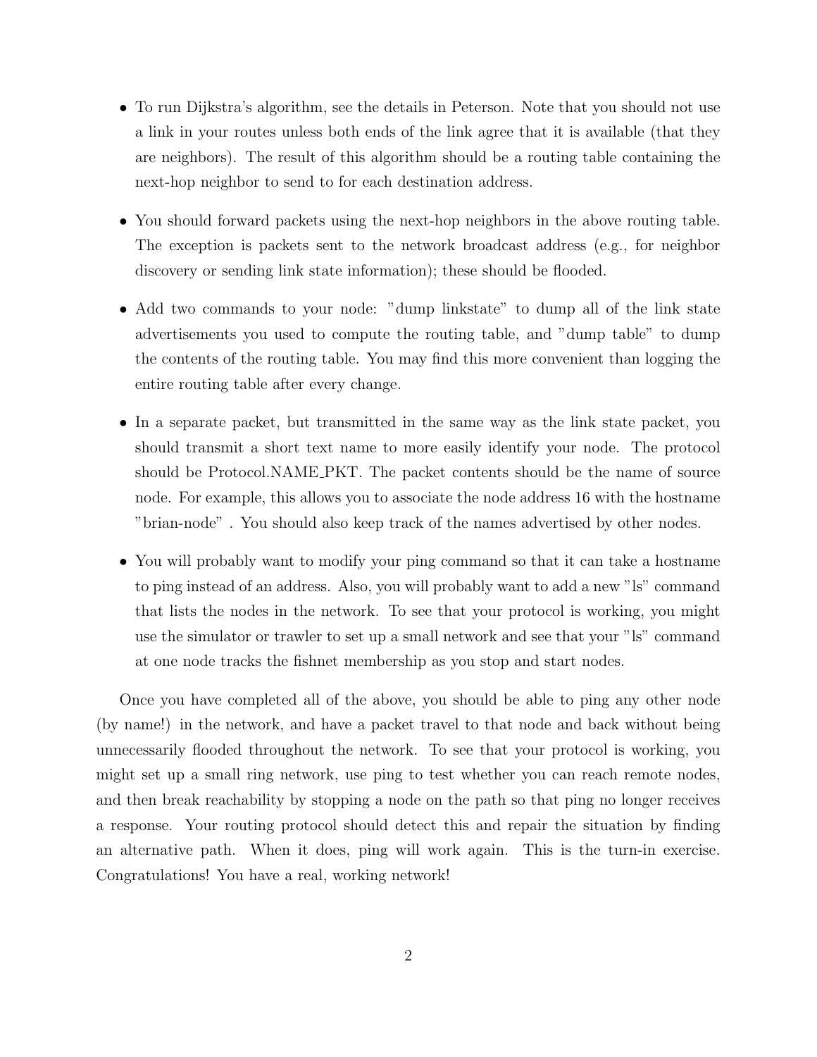- To run Dijkstra's algorithm, see the details in Peterson. Note that you should not use a link in your routes unless both ends of the link agree that it is available (that they are neighbors). The result of this algorithm should be a routing table containing the next-hop neighbor to send to for each destination address.

- You should forward packets using the next-hop neighbors in the above routing table. The exception is packets sent to the network broadcast address (e.g., for neighbor discovery or sending link state information); these should be flooded.

- Add two commands to your node: "dump linkstate" to dump all of the link state advertisements you used to compute the routing table, and "dump table" to dump the contents of the routing table. You may find this more convenient than logging the entire routing table after every change.

- In a separate packet, but transmitted in the same way as the link state packet, you should transmit a short text name to more easily identify your node. The protocol should be Protocol.NAME_PKT. The packet contents should be the name of source node. For example, this allows you to associate the node address 16 with the hostname "brian-node". You should also keep track of the names advertised by other nodes.

- You will probably want to modify your ping command so that it can take a hostname to ping instead of an address. Also, you will probably want to add a new "ls" command that lists the nodes in the network. To see that your protocol is working, you might use the simulator or trawler to set up a small network and see that your "ls" command at one node tracks the fishnet membership as you stop and start nodes.

Once you have completed all of the above, you should be able to ping any other node (by name!) in the network, and have a packet travel to that node and back without being unnecessarily flooded throughout the network. To see that your protocol is working, you might set up a small ring network, use ping to test whether you can reach remote nodes, and then break reachability by stopping a node on the path so that ping no longer receives a response. Your routing protocol should detect this and repair the situation by finding an alternative path. When it does, ping will work again. This is the turn-in exercise. Congratulations! You have a real, working network!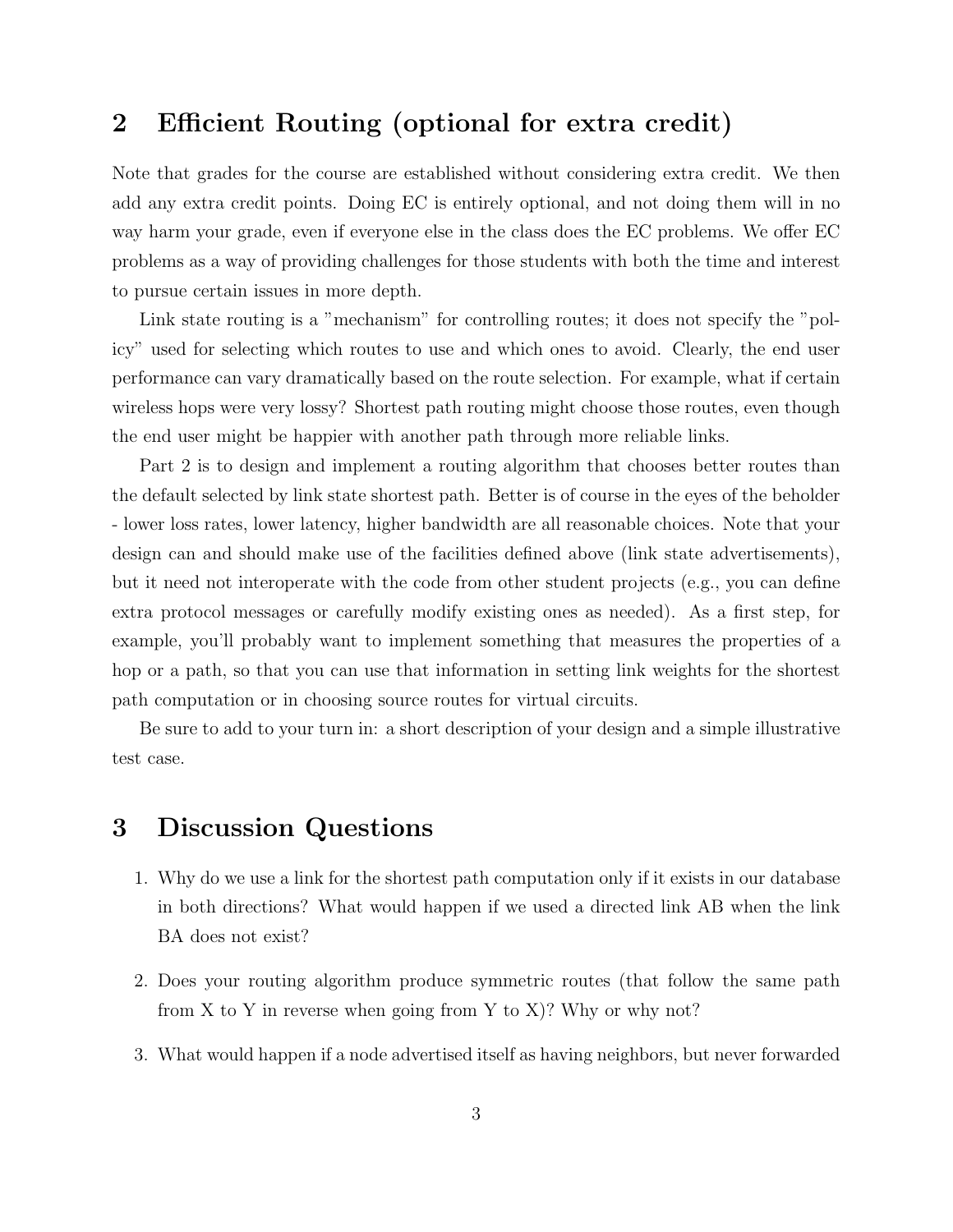## 2 Efficient Routing (optional for extra credit)

Note that grades for the course are established without considering extra credit. We then add any extra credit points. Doing EC is entirely optional, and not doing them will in no way harm your grade, even if everyone else in the class does the EC problems. We offer EC problems as a way of providing challenges for those students with both the time and interest to pursue certain issues in more depth.

Link state routing is a "mechanism" for controlling routes; it does not specify the "policy" used for selecting which routes to use and which ones to avoid. Clearly, the end user performance can vary dramatically based on the route selection. For example, what if certain wireless hops were very lossy? Shortest path routing might choose those routes, even though the end user might be happier with another path through more reliable links.

Part 2 is to design and implement a routing algorithm that chooses better routes than the default selected by link state shortest path. Better is of course in the eyes of the beholder - lower loss rates, lower latency, higher bandwidth are all reasonable choices. Note that your design can and should make use of the facilities defined above (link state advertisements), but it need not interoperate with the code from other student projects (e.g., you can define extra protocol messages or carefully modify existing ones as needed). As a first step, for example, you'll probably want to implement something that measures the properties of a hop or a path, so that you can use that information in setting link weights for the shortest path computation or in choosing source routes for virtual circuits.

Be sure to add to your turn in: a short description of your design and a simple illustrative test case.

## 3 Discussion Questions

1. Why do we use a link for the shortest path computation only if it exists in our database in both directions? What would happen if we used a directed link AB when the link BA does not exist?

2. Does your routing algorithm produce symmetric routes (that follow the same path from X to Y in reverse when going from Y to X)? Why or why not?

3. What would happen if a node advertised itself as having neighbors, but never forwarded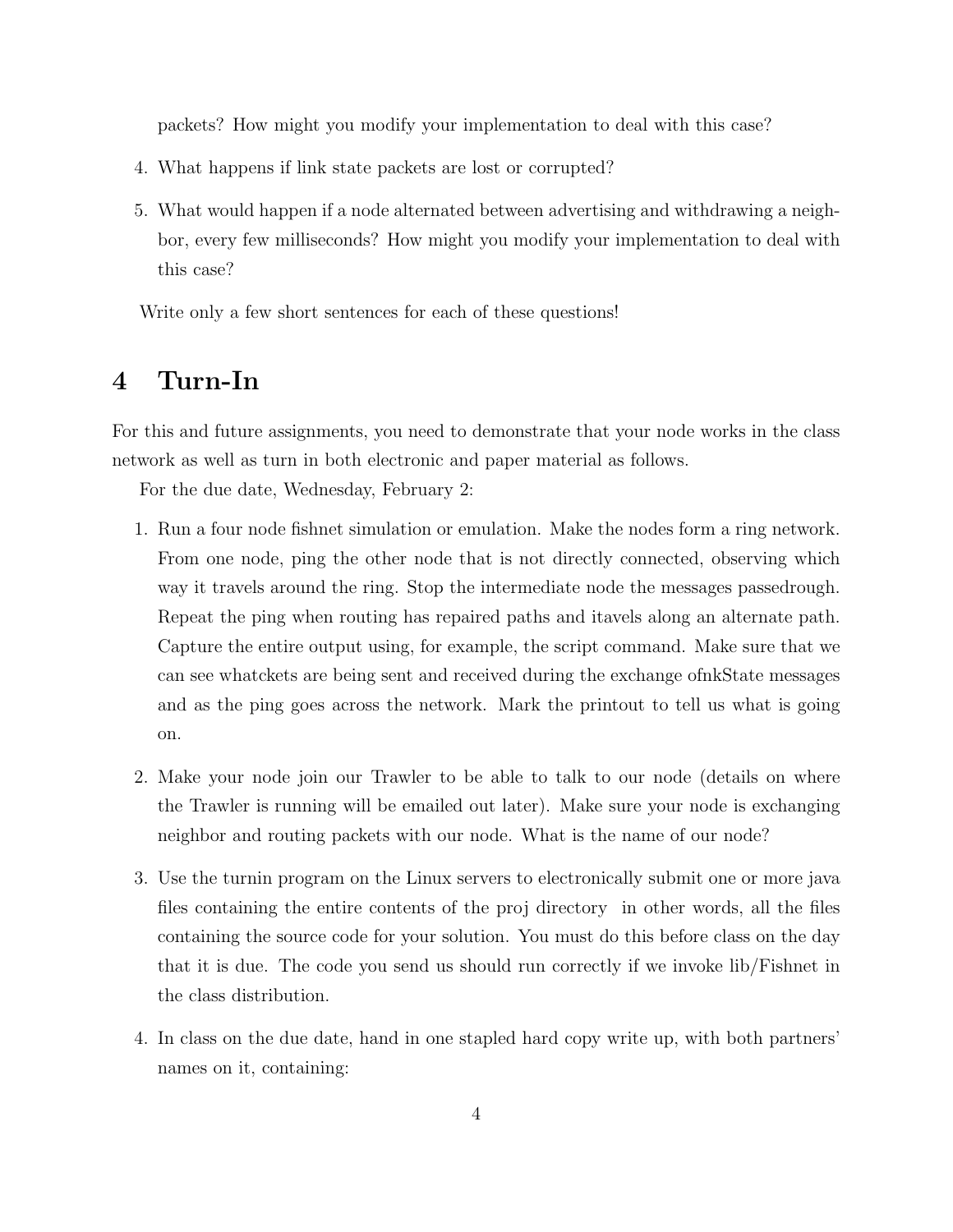packets? How might you modify your implementation to deal with this case?

4. What happens if link state packets are lost or corrupted?

5. What would happen if a node alternated between advertising and withdrawing a neighbor, every few milliseconds? How might you modify your implementation to deal with this case?

Write only a few short sentences for each of these questions!

# 4 Turn-In

For this and future assignments, you need to demonstrate that your node works in the class network as well as turn in both electronic and paper material as follows.

For the due date, Wednesday, February 2:

1. Run a four node fishnet simulation or emulation. Make the nodes form a ring network. From one node, ping the other node that is not directly connected, observing which way it travels around the ring. Stop the intermediate node the messages passedrough. Repeat the ping when routing has repaired paths and itavels along an alternate path. Capture the entire output using, for example, the script command. Make sure that we can see whatckets are being sent and received during the exchange ofnkState messages and as the ping goes across the network. Mark the printout to tell us what is going on.

2. Make your node join our Trawler to be able to talk to our node (details on where the Trawler is running will be emailed out later). Make sure your node is exchanging neighbor and routing packets with our node. What is the name of our node?

3. Use the turnin program on the Linux servers to electronically submit one or more java files containing the entire contents of the proj directory in other words, all the files containing the source code for your solution. You must do this before class on the day that it is due. The code you send us should run correctly if we invoke lib/Fishnet in the class distribution.

4. In class on the due date, hand in one stapled hard copy write up, with both partners' names on it, containing: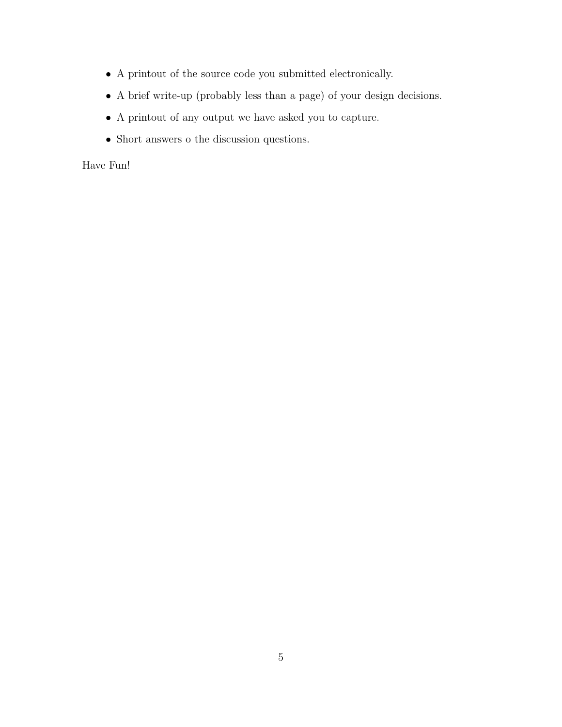- A printout of the source code you submitted electronically.
- A brief write-up (probably less than a page) of your design decisions.
- A printout of any output we have asked you to capture.
- Short answers o the discussion questions.

Have Fun!